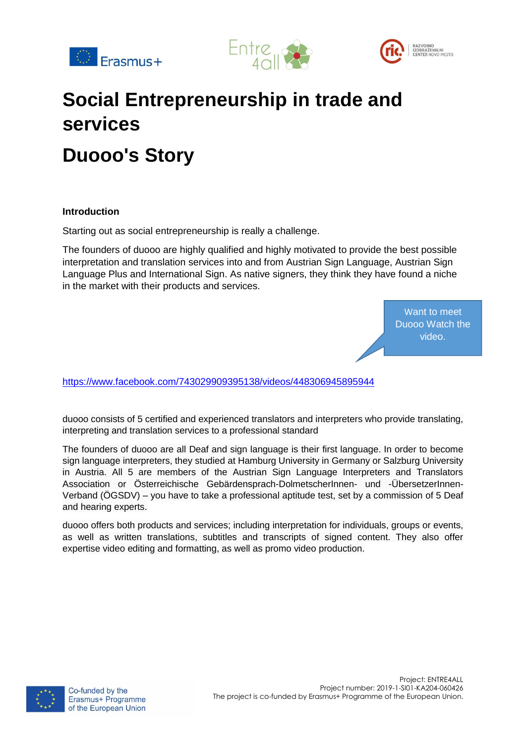# Social Entrepreneurship in trade and services

# Duooo's Story

**Introduction**

Starting out as social entrepreneurship is really a challenge.

The founders of duooo are highly qualified and highly motivated to provide the best possible interpretation and translation services into and from Austrian Sign Language, Austrian Sign Language Plus and International Sign. As native signers, they think they have found a niche in the market with their products and services.

Want to meet Duooo Watch the video.

https://www.facebook.com/743029909395138/videos/448306945895944

duooo consists of 5 certified and experienced translators and interpreters who provide translating, interpreting and translation services to a professional standard

The founders of duooo are all Deaf and sign language is their first language. In order to become sign language interpreters, they studied at Hamburg University in Germany or Salzburg University in Austria. All 5 are members of the Austrian Sign Language Interpreters and Translators Association or Österreichische Gebärdensprach-DolmetscherInnen- und -ÜbersetzerInnen-Verband (ÖGSDV) – you have to take a professional aptitude test, set by a commission of 5 Deaf and hearing experts.

duooo offers both products and services; including interpretation for individuals, groups or events, as well as written translations, subtitles and transcripts of signed content. They also offer expertise video editing and formatting, as well as promo video production.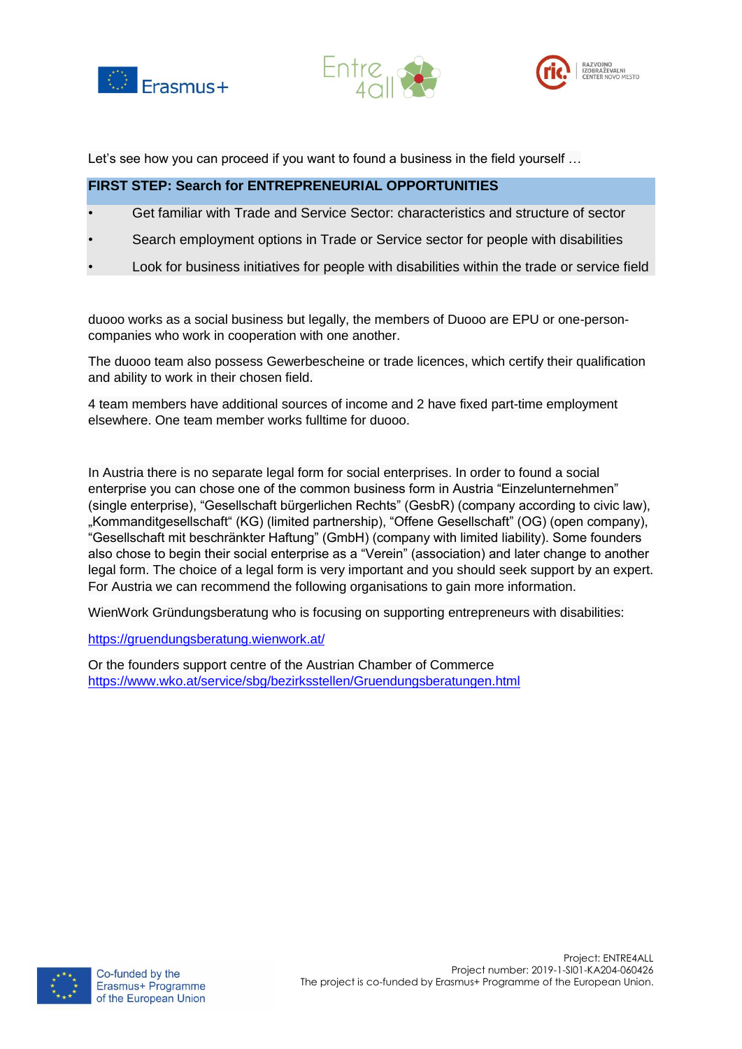Let's see how you can proceed if you want to found a business in the field yourself …

**FIRST STEP: Search for ENTREPRENEURIAL OPPORTUNITIES**

- Get familiar with Trade and Service Sector: characteristics and structure of sector
- Search employment options in Trade or Service sector for people with disabilities
- Look for business initiatives for people with disabilities within the trade or service field

duooo works as a social business but legally, the members of Duooo are EPU or one-person-companies who work in cooperation with one another.

The duooo team also possess Gewerbescheine or trade licences, which certify their qualification and ability to work in their chosen field.

4 team members have additional sources of income and 2 have fixed part-time employment elsewhere. One team member works fulltime for duooo.

In Austria there is no separate legal form for social enterprises. In order to found a social enterprise you can chose one of the common business form in Austria "Einzelunternehmen" (single enterprise), "Gesellschaft bürgerlichen Rechts" (GesbR) (company according to civic law), „Kommanditgesellschaft" (KG) (limited partnership), "Offene Gesellschaft" (OG) (open company), "Gesellschaft mit beschränkter Haftung" (GmbH) (company with limited liability). Some founders also chose to begin their social enterprise as a "Verein" (association) and later change to another legal form. The choice of a legal form is very important and you should seek support by an expert. For Austria we can recommend the following organisations to gain more information.

WienWork Gründungsberatung who is focusing on supporting entrepreneurs with disabilities:

https://gruendungsberatung.wienwork.at/

Or the founders support centre of the Austrian Chamber of Commerce
https://www.wko.at/service/sbg/bezirksstellen/Gruendungsberatungen.html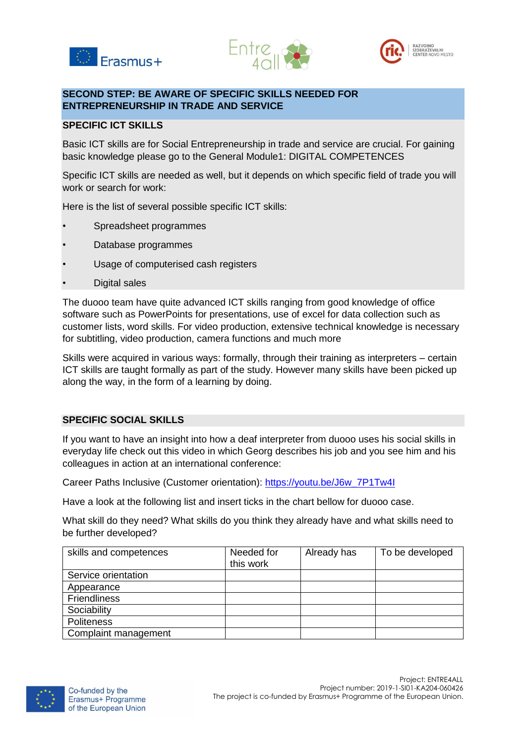## SECOND STEP: BE AWARE OF SPECIFIC SKILLS NEEDED FOR ENTREPRENEURSHIP IN TRADE AND SERVICE

### SPECIFIC ICT SKILLS

Basic ICT skills are for Social Entrepreneurship in trade and service are crucial. For gaining basic knowledge please go to the General Module1: DIGITAL COMPETENCES

Specific ICT skills are needed as well, but it depends on which specific field of trade you will work or search for work:

Here is the list of several possible specific ICT skills:

- Spreadsheet programmes
- Database programmes
- Usage of computerised cash registers
- Digital sales

The duooo team have quite advanced ICT skills ranging from good knowledge of office software such as PowerPoints for presentations, use of excel for data collection such as customer lists, word skills. For video production, extensive technical knowledge is necessary for subtitling, video production, camera functions and much more

Skills were acquired in various ways: formally, through their training as interpreters – certain ICT skills are taught formally as part of the study. However many skills have been picked up along the way, in the form of a learning by doing.

### SPECIFIC SOCIAL SKILLS

If you want to have an insight into how a deaf interpreter from duooo uses his social skills in everyday life check out this video in which Georg describes his job and you see him and his colleagues in action at an international conference:

Career Paths Inclusive (Customer orientation): https://youtu.be/J6w_7P1Tw4I

Have a look at the following list and insert ticks in the chart bellow for duooo case.

What skill do they need? What skills do you think they already have and what skills need to be further developed?

| skills and competences | Needed for this work | Already has | To be developed |
|---|---|---|---|
| Service orientation | | | |
| Appearance | | | |
| Friendliness | | | |
| Sociability | | | |
| Politeness | | | |
| Complaint management | | | |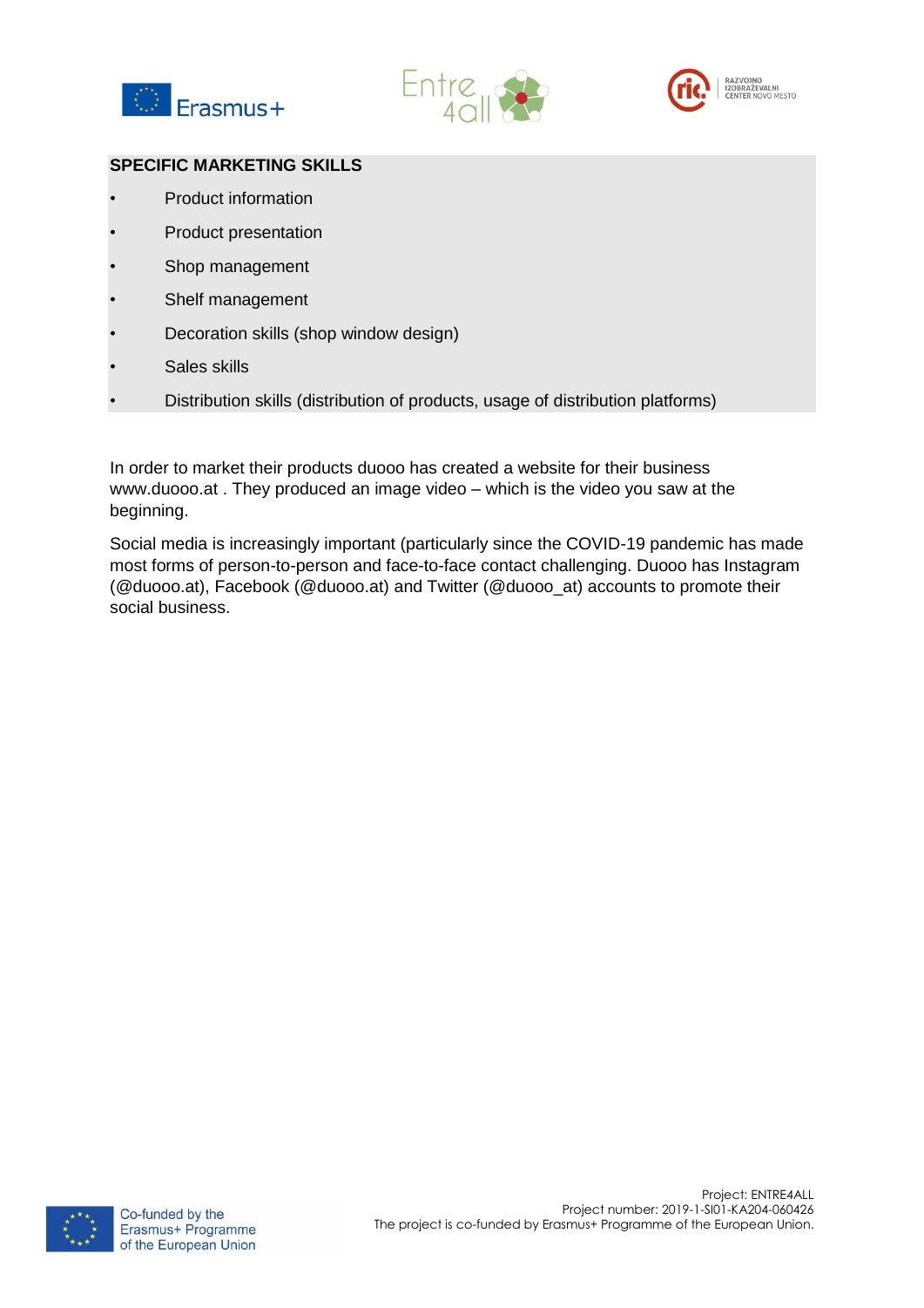## SPECIFIC MARKETING SKILLS

- Product information
- Product presentation
- Shop management
- Shelf management
- Decoration skills (shop window design)
- Sales skills
- Distribution skills (distribution of products, usage of distribution platforms)

In order to market their products duooo has created a website for their business www.duooo.at . They produced an image video – which is the video you saw at the beginning.

Social media is increasingly important (particularly since the COVID-19 pandemic has made most forms of person-to-person and face-to-face contact challenging. Duooo has Instagram (@duooo.at), Facebook (@duooo.at) and Twitter (@duooo_at) accounts to promote their social business.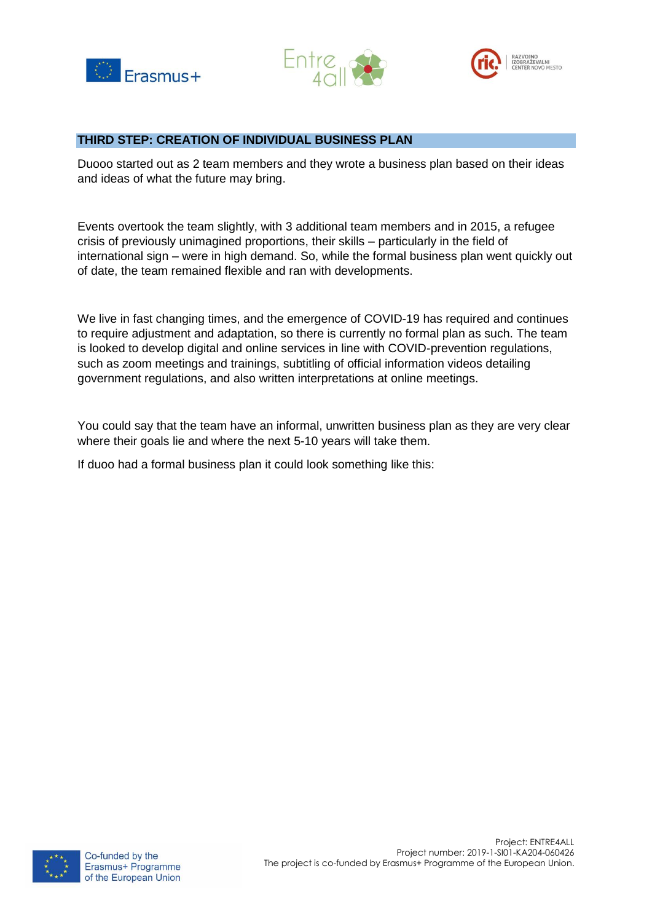## THIRD STEP: CREATION OF INDIVIDUAL BUSINESS PLAN

Duooo started out as 2 team members and they wrote a business plan based on their ideas and ideas of what the future may bring.

Events overtook the team slightly, with 3 additional team members and in 2015, a refugee crisis of previously unimagined proportions, their skills – particularly in the field of international sign – were in high demand. So, while the formal business plan went quickly out of date, the team remained flexible and ran with developments.

We live in fast changing times, and the emergence of COVID-19 has required and continues to require adjustment and adaptation, so there is currently no formal plan as such. The team is looked to develop digital and online services in line with COVID-prevention regulations, such as zoom meetings and trainings, subtitling of official information videos detailing government regulations, and also written interpretations at online meetings.

You could say that the team have an informal, unwritten business plan as they are very clear where their goals lie and where the next 5-10 years will take them.

If duoo had a formal business plan it could look something like this: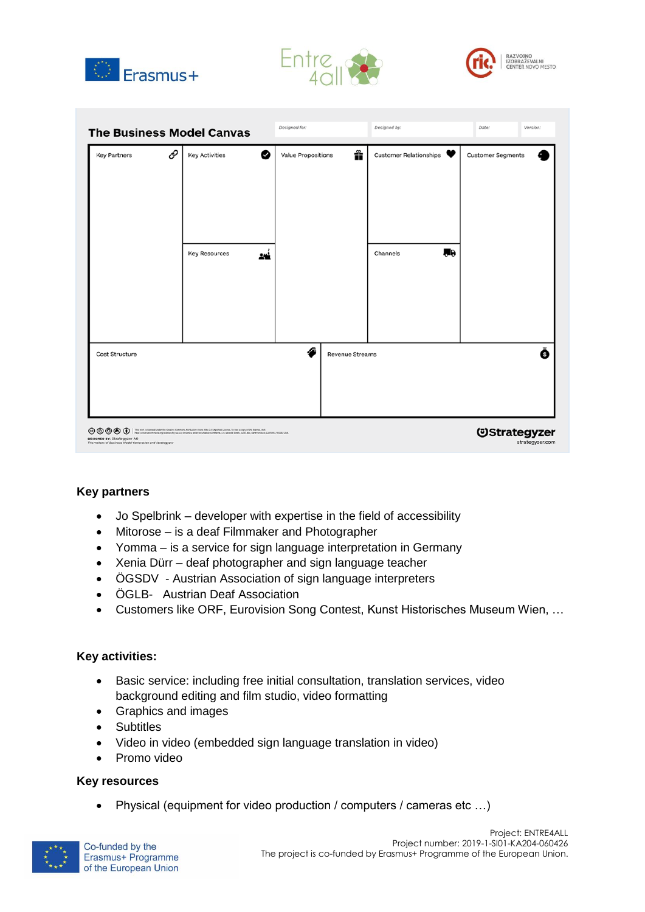**The Business Model Canvas**

| Designed for: | Designed by: | Date: | Version: |
|---|---|---|---|
| | | | |

| Key Partners | Key Activities | Value Propositions | Customer Relationships | Customer Segments |
|---|---|---|---|---|
| | Key Resources | | Channels | |

| Cost Structure | Revenue Streams |
|---|---|
| | |

DESIGNED BY: Strategyzer AG

Strategyzer

strategyzer.com

### Key partners

- Jo Spelbrink – developer with expertise in the field of accessibility
- Mitorose – is a deaf Filmmaker and Photographer
- Yomma – is a service for sign language interpretation in Germany
- Xenia Dürr – deaf photographer and sign language teacher
- ÖGSDV - Austrian Association of sign language interpreters
- ÖGLB- Austrian Deaf Association
- Customers like ORF, Eurovision Song Contest, Kunst Historisches Museum Wien, …

### Key activities:

- Basic service: including free initial consultation, translation services, video background editing and film studio, video formatting
- Graphics and images
- Subtitles
- Video in video (embedded sign language translation in video)
- Promo video

### Key resources

- Physical (equipment for video production / computers / cameras etc …)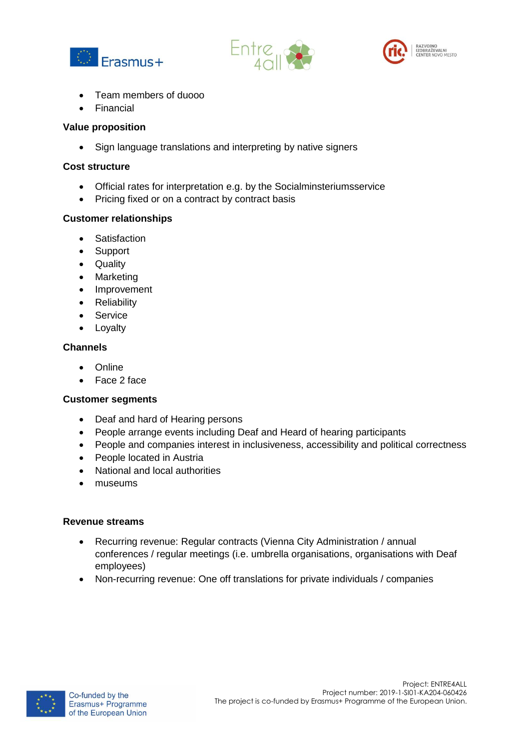- Team members of duooo
- Financial

**Value proposition**

- Sign language translations and interpreting by native signers

**Cost structure**

- Official rates for interpretation e.g. by the Socialminsteriumsservice
- Pricing fixed or on a contract by contract basis

**Customer relationships**

- Satisfaction
- Support
- Quality
- Marketing
- Improvement
- Reliability
- Service
- Loyalty

**Channels**

- Online
- Face 2 face

**Customer segments**

- Deaf and hard of Hearing persons
- People arrange events including Deaf and Heard of hearing participants
- People and companies interest in inclusiveness, accessibility and political correctness
- People located in Austria
- National and local authorities
- museums

**Revenue streams**

- Recurring revenue: Regular contracts (Vienna City Administration / annual conferences / regular meetings (i.e. umbrella organisations, organisations with Deaf employees)
- Non-recurring revenue: One off translations for private individuals / companies